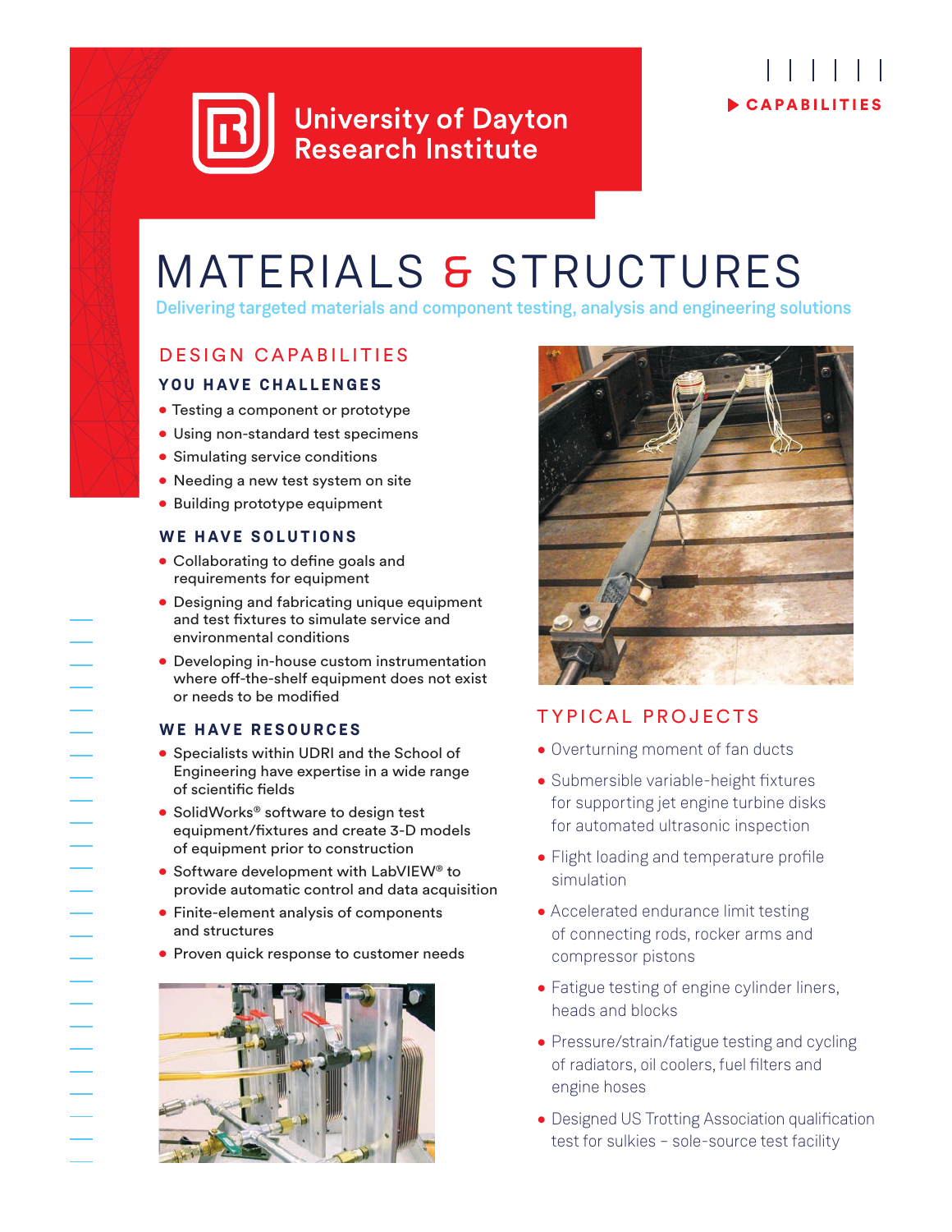University of Dayton Research Institute

CAPABILITIES

# MATERIALS & STRUCTURES

Delivering targeted materials and component testing, analysis and engineering solutions

## DESIGN CAPABILITIES

### YOU HAVE CHALLENGES

- Testing a component or prototype
- Using non-standard test specimens
- Simulating service conditions
- Needing a new test system on site
- Building prototype equipment

### WE HAVE SOLUTIONS

- Collaborating to define goals and requirements for equipment
- Designing and fabricating unique equipment and test fixtures to simulate service and environmental conditions
- Developing in-house custom instrumentation where off-the-shelf equipment does not exist or needs to be modified

### WE HAVE RESOURCES

- Specialists within UDRI and the School of Engineering have expertise in a wide range of scientific fields
- SolidWorks® software to design test equipment/fixtures and create 3-D models of equipment prior to construction
- Software development with LabVIEW® to provide automatic control and data acquisition
- Finite-element analysis of components and structures
- Proven quick response to customer needs

## TYPICAL PROJECTS

- Overturning moment of fan ducts
- Submersible variable-height fixtures for supporting jet engine turbine disks for automated ultrasonic inspection
- Flight loading and temperature profile simulation
- Accelerated endurance limit testing of connecting rods, rocker arms and compressor pistons
- Fatigue testing of engine cylinder liners, heads and blocks
- Pressure/strain/fatigue testing and cycling of radiators, oil coolers, fuel filters and engine hoses
- Designed US Trotting Association qualification test for sulkies – sole-source test facility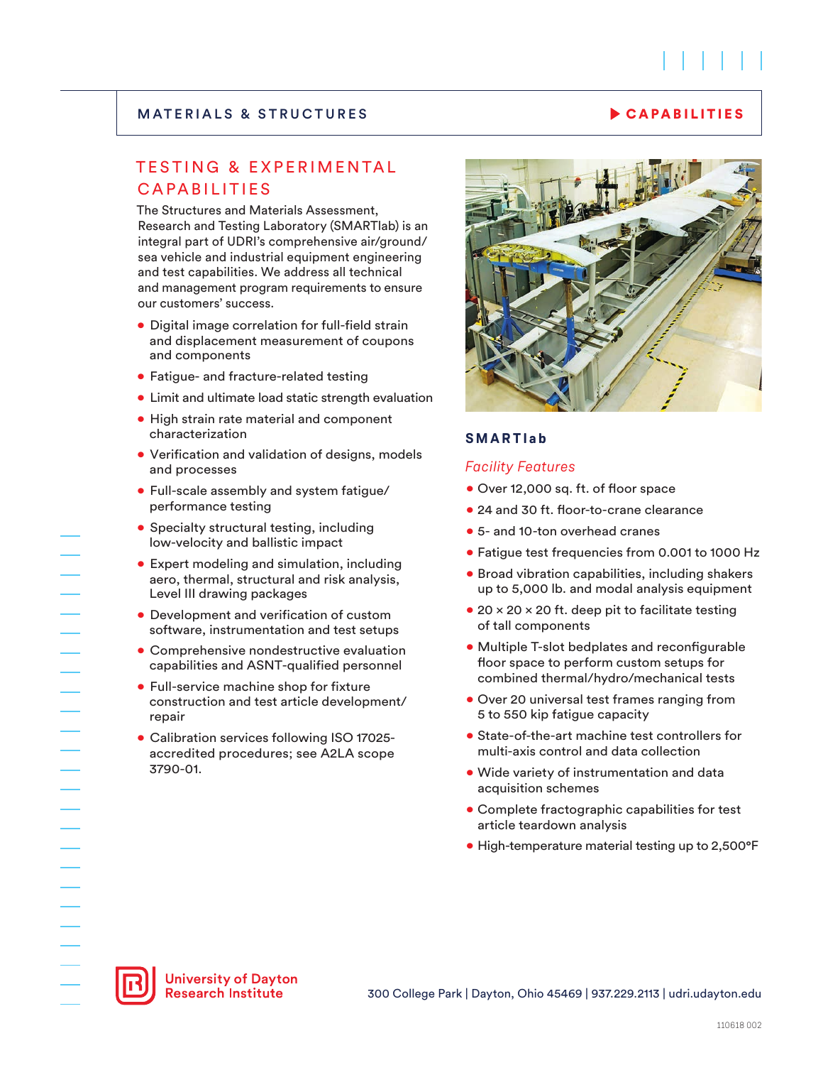MATERIALS & STRUCTURES ▶ CAPABILITIES

## TESTING & EXPERIMENTAL CAPABILITIES

The Structures and Materials Assessment, Research and Testing Laboratory (SMARTlab) is an integral part of UDRI's comprehensive air/ground/sea vehicle and industrial equipment engineering and test capabilities. We address all technical and management program requirements to ensure our customers' success.

- Digital image correlation for full-field strain and displacement measurement of coupons and components
- Fatigue- and fracture-related testing
- Limit and ultimate load static strength evaluation
- High strain rate material and component characterization
- Verification and validation of designs, models and processes
- Full-scale assembly and system fatigue/performance testing
- Specialty structural testing, including low-velocity and ballistic impact
- Expert modeling and simulation, including aero, thermal, structural and risk analysis, Level III drawing packages
- Development and verification of custom software, instrumentation and test setups
- Comprehensive nondestructive evaluation capabilities and ASNT-qualified personnel
- Full-service machine shop for fixture construction and test article development/repair
- Calibration services following ISO 17025-accredited procedures; see A2LA scope 3790-01.

### SMARTlab

*Facility Features*

- Over 12,000 sq. ft. of floor space
- 24 and 30 ft. floor-to-crane clearance
- 5- and 10-ton overhead cranes
- Fatigue test frequencies from 0.001 to 1000 Hz
- Broad vibration capabilities, including shakers up to 5,000 lb. and modal analysis equipment
- 20 × 20 × 20 ft. deep pit to facilitate testing of tall components
- Multiple T-slot bedplates and reconfigurable floor space to perform custom setups for combined thermal/hydro/mechanical tests
- Over 20 universal test frames ranging from 5 to 550 kip fatigue capacity
- State-of-the-art machine test controllers for multi-axis control and data collection
- Wide variety of instrumentation and data acquisition schemes
- Complete fractographic capabilities for test article teardown analysis
- High-temperature material testing up to 2,500°F

University of Dayton Research Institute

300 College Park | Dayton, Ohio 45469 | 937.229.2113 | udri.udayton.edu

110618 002